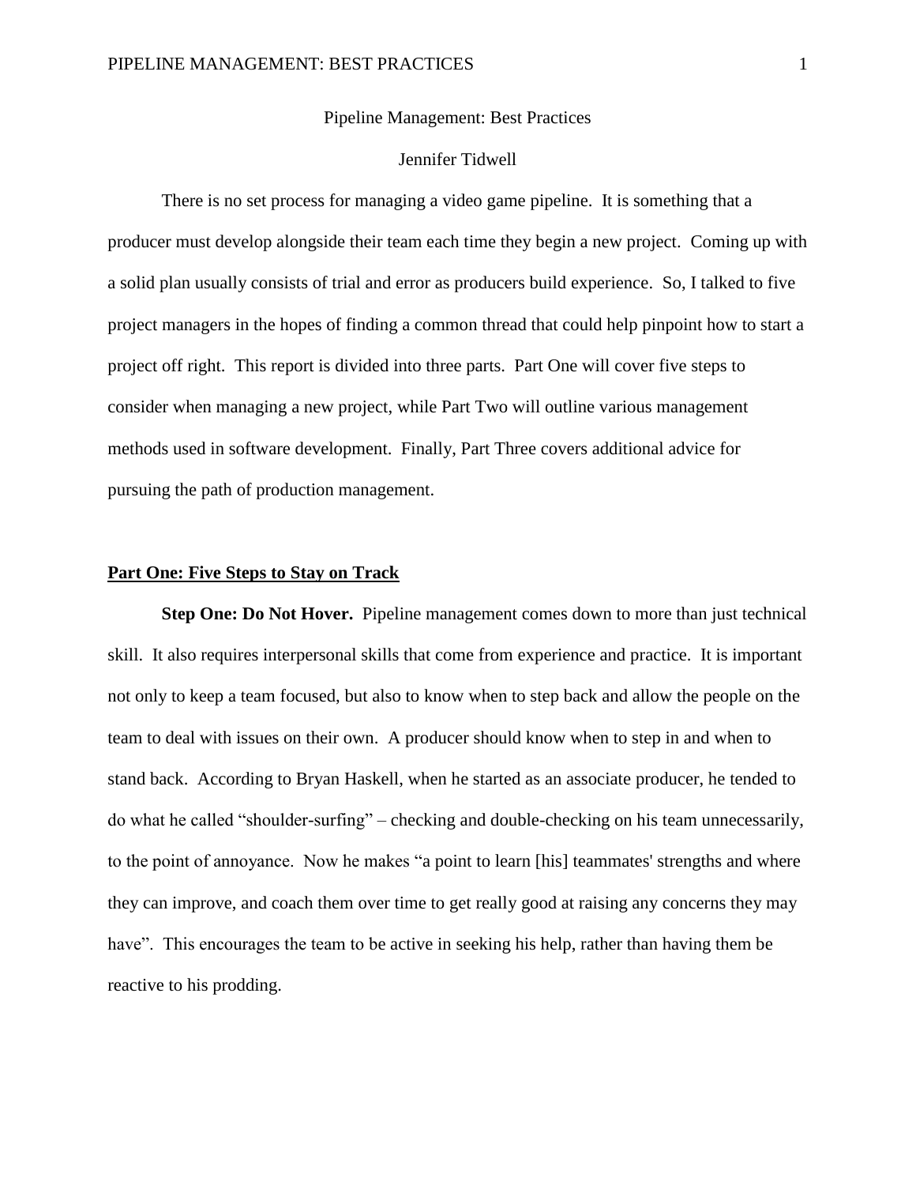# Pipeline Management: Best Practices

Jennifer Tidwell

There is no set process for managing a video game pipeline. It is something that a producer must develop alongside their team each time they begin a new project. Coming up with a solid plan usually consists of trial and error as producers build experience. So, I talked to five project managers in the hopes of finding a common thread that could help pinpoint how to start a project off right. This report is divided into three parts. Part One will cover five steps to consider when managing a new project, while Part Two will outline various management methods used in software development. Finally, Part Three covers additional advice for pursuing the path of production management.

## Part One: Five Steps to Stay on Track

**Step One: Do Not Hover.** Pipeline management comes down to more than just technical skill. It also requires interpersonal skills that come from experience and practice. It is important not only to keep a team focused, but also to know when to step back and allow the people on the team to deal with issues on their own. A producer should know when to step in and when to stand back. According to Bryan Haskell, when he started as an associate producer, he tended to do what he called "shoulder-surfing" – checking and double-checking on his team unnecessarily, to the point of annoyance. Now he makes "a point to learn [his] teammates' strengths and where they can improve, and coach them over time to get really good at raising any concerns they may have". This encourages the team to be active in seeking his help, rather than having them be reactive to his prodding.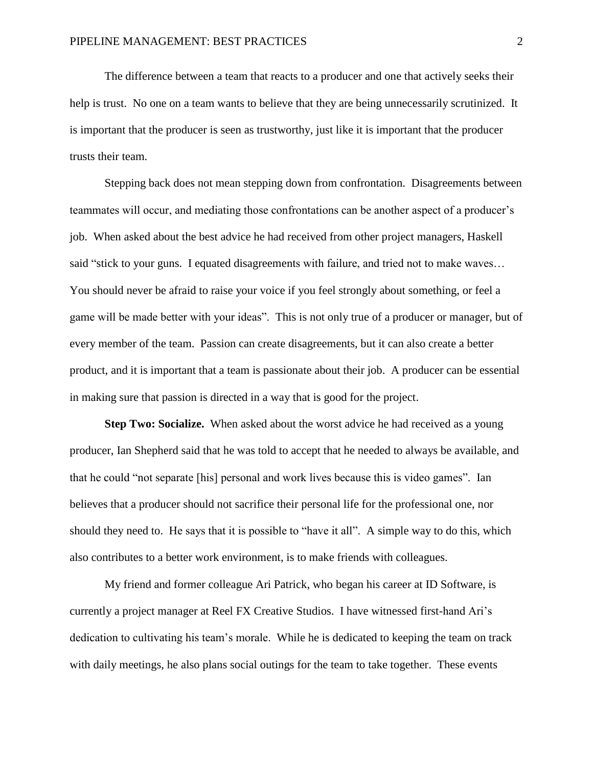The difference between a team that reacts to a producer and one that actively seeks their help is trust. No one on a team wants to believe that they are being unnecessarily scrutinized. It is important that the producer is seen as trustworthy, just like it is important that the producer trusts their team.

Stepping back does not mean stepping down from confrontation. Disagreements between teammates will occur, and mediating those confrontations can be another aspect of a producer's job. When asked about the best advice he had received from other project managers, Haskell said "stick to your guns. I equated disagreements with failure, and tried not to make waves… You should never be afraid to raise your voice if you feel strongly about something, or feel a game will be made better with your ideas". This is not only true of a producer or manager, but of every member of the team. Passion can create disagreements, but it can also create a better product, and it is important that a team is passionate about their job. A producer can be essential in making sure that passion is directed in a way that is good for the project.

**Step Two: Socialize.** When asked about the worst advice he had received as a young producer, Ian Shepherd said that he was told to accept that he needed to always be available, and that he could "not separate [his] personal and work lives because this is video games". Ian believes that a producer should not sacrifice their personal life for the professional one, nor should they need to. He says that it is possible to "have it all". A simple way to do this, which also contributes to a better work environment, is to make friends with colleagues.

My friend and former colleague Ari Patrick, who began his career at ID Software, is currently a project manager at Reel FX Creative Studios. I have witnessed first-hand Ari's dedication to cultivating his team's morale. While he is dedicated to keeping the team on track with daily meetings, he also plans social outings for the team to take together. These events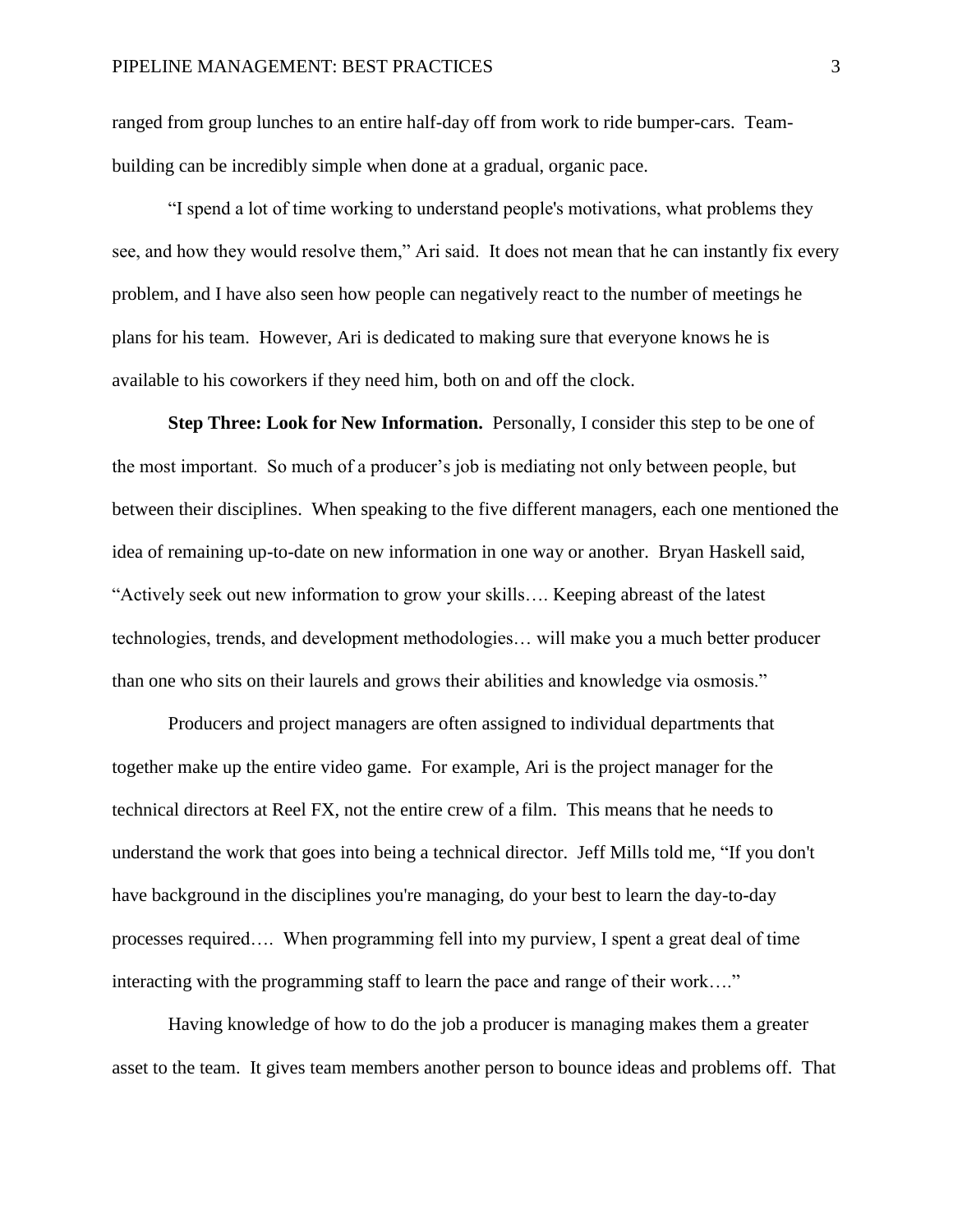ranged from group lunches to an entire half-day off from work to ride bumper-cars. Team-building can be incredibly simple when done at a gradual, organic pace.

"I spend a lot of time working to understand people's motivations, what problems they see, and how they would resolve them," Ari said. It does not mean that he can instantly fix every problem, and I have also seen how people can negatively react to the number of meetings he plans for his team. However, Ari is dedicated to making sure that everyone knows he is available to his coworkers if they need him, both on and off the clock.

**Step Three: Look for New Information.** Personally, I consider this step to be one of the most important. So much of a producer's job is mediating not only between people, but between their disciplines. When speaking to the five different managers, each one mentioned the idea of remaining up-to-date on new information in one way or another. Bryan Haskell said, "Actively seek out new information to grow your skills…. Keeping abreast of the latest technologies, trends, and development methodologies… will make you a much better producer than one who sits on their laurels and grows their abilities and knowledge via osmosis."

Producers and project managers are often assigned to individual departments that together make up the entire video game. For example, Ari is the project manager for the technical directors at Reel FX, not the entire crew of a film. This means that he needs to understand the work that goes into being a technical director. Jeff Mills told me, "If you don't have background in the disciplines you're managing, do your best to learn the day-to-day processes required…. When programming fell into my purview, I spent a great deal of time interacting with the programming staff to learn the pace and range of their work…."

Having knowledge of how to do the job a producer is managing makes them a greater asset to the team. It gives team members another person to bounce ideas and problems off. That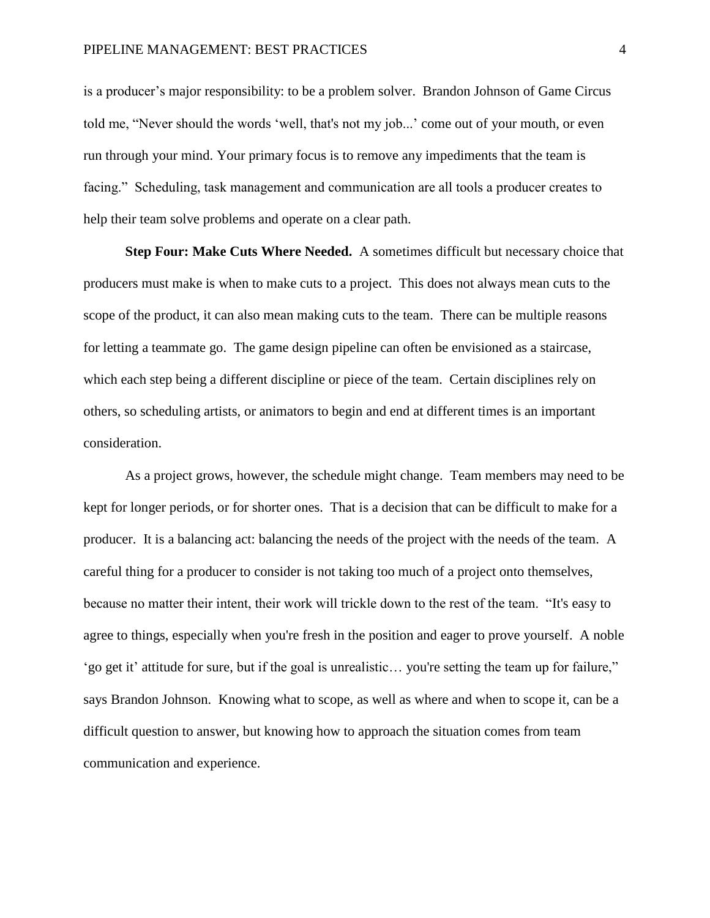is a producer's major responsibility: to be a problem solver. Brandon Johnson of Game Circus told me, "Never should the words 'well, that's not my job...' come out of your mouth, or even run through your mind. Your primary focus is to remove any impediments that the team is facing." Scheduling, task management and communication are all tools a producer creates to help their team solve problems and operate on a clear path.

**Step Four: Make Cuts Where Needed.** A sometimes difficult but necessary choice that producers must make is when to make cuts to a project. This does not always mean cuts to the scope of the product, it can also mean making cuts to the team. There can be multiple reasons for letting a teammate go. The game design pipeline can often be envisioned as a staircase, which each step being a different discipline or piece of the team. Certain disciplines rely on others, so scheduling artists, or animators to begin and end at different times is an important consideration.

As a project grows, however, the schedule might change. Team members may need to be kept for longer periods, or for shorter ones. That is a decision that can be difficult to make for a producer. It is a balancing act: balancing the needs of the project with the needs of the team. A careful thing for a producer to consider is not taking too much of a project onto themselves, because no matter their intent, their work will trickle down to the rest of the team. "It's easy to agree to things, especially when you're fresh in the position and eager to prove yourself. A noble 'go get it' attitude for sure, but if the goal is unrealistic… you're setting the team up for failure," says Brandon Johnson. Knowing what to scope, as well as where and when to scope it, can be a difficult question to answer, but knowing how to approach the situation comes from team communication and experience.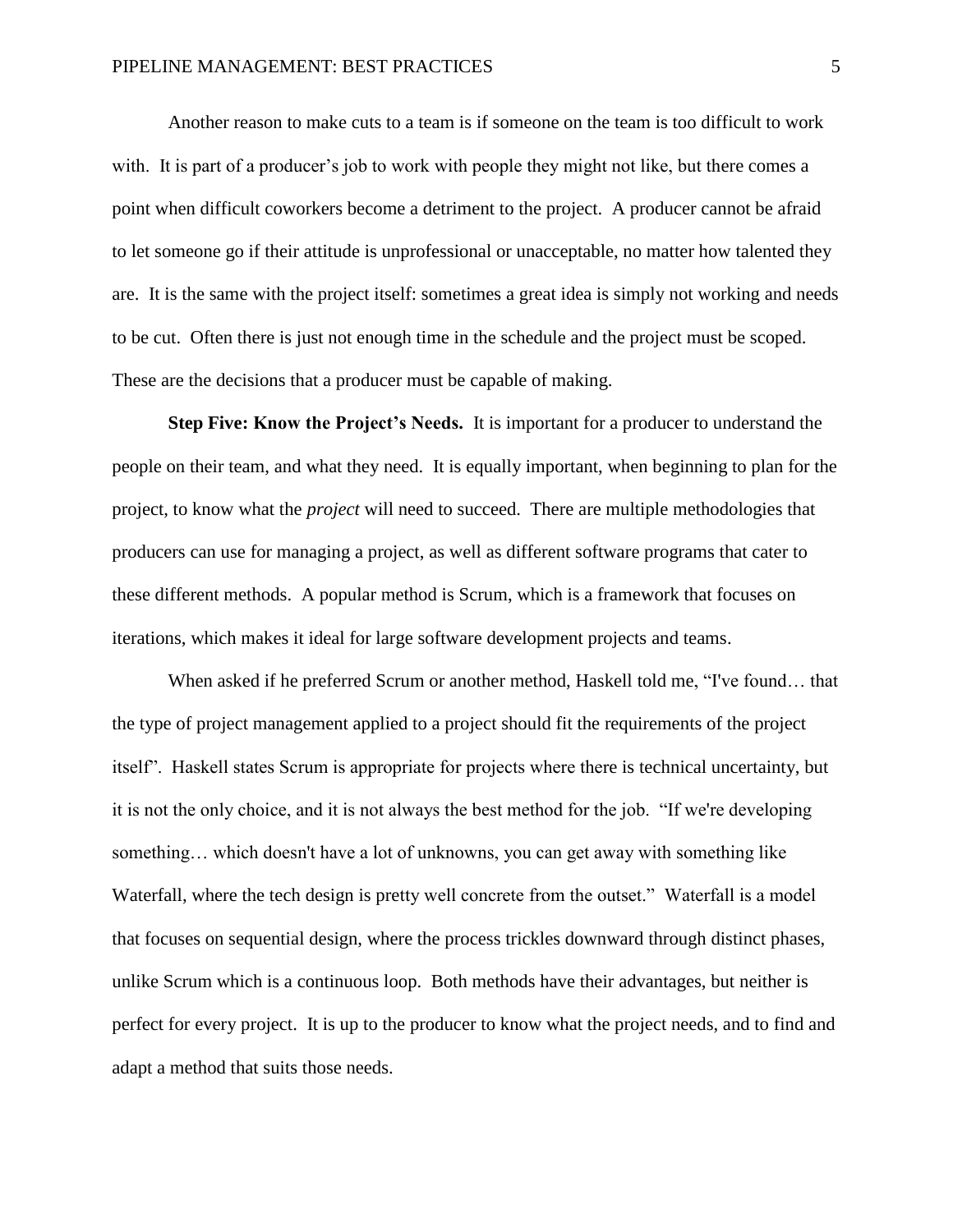Another reason to make cuts to a team is if someone on the team is too difficult to work with. It is part of a producer's job to work with people they might not like, but there comes a point when difficult coworkers become a detriment to the project. A producer cannot be afraid to let someone go if their attitude is unprofessional or unacceptable, no matter how talented they are. It is the same with the project itself: sometimes a great idea is simply not working and needs to be cut. Often there is just not enough time in the schedule and the project must be scoped. These are the decisions that a producer must be capable of making.

**Step Five: Know the Project's Needs.** It is important for a producer to understand the people on their team, and what they need. It is equally important, when beginning to plan for the project, to know what the *project* will need to succeed. There are multiple methodologies that producers can use for managing a project, as well as different software programs that cater to these different methods. A popular method is Scrum, which is a framework that focuses on iterations, which makes it ideal for large software development projects and teams.

When asked if he preferred Scrum or another method, Haskell told me, "I've found… that the type of project management applied to a project should fit the requirements of the project itself". Haskell states Scrum is appropriate for projects where there is technical uncertainty, but it is not the only choice, and it is not always the best method for the job. "If we're developing something… which doesn't have a lot of unknowns, you can get away with something like Waterfall, where the tech design is pretty well concrete from the outset." Waterfall is a model that focuses on sequential design, where the process trickles downward through distinct phases, unlike Scrum which is a continuous loop. Both methods have their advantages, but neither is perfect for every project. It is up to the producer to know what the project needs, and to find and adapt a method that suits those needs.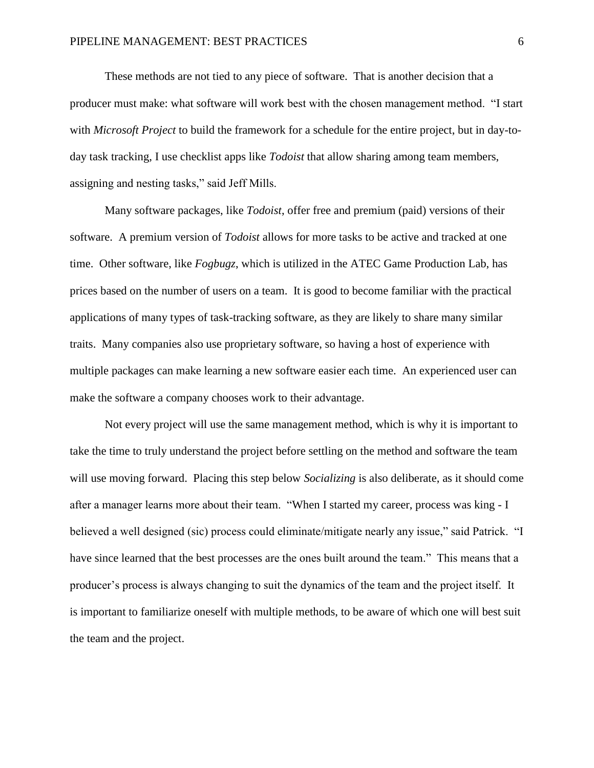These methods are not tied to any piece of software. That is another decision that a producer must make: what software will work best with the chosen management method. "I start with *Microsoft Project* to build the framework for a schedule for the entire project, but in day-to-day task tracking, I use checklist apps like *Todoist* that allow sharing among team members, assigning and nesting tasks," said Jeff Mills.

Many software packages, like *Todoist*, offer free and premium (paid) versions of their software. A premium version of *Todoist* allows for more tasks to be active and tracked at one time. Other software, like *Fogbugz*, which is utilized in the ATEC Game Production Lab, has prices based on the number of users on a team. It is good to become familiar with the practical applications of many types of task-tracking software, as they are likely to share many similar traits. Many companies also use proprietary software, so having a host of experience with multiple packages can make learning a new software easier each time. An experienced user can make the software a company chooses work to their advantage.

Not every project will use the same management method, which is why it is important to take the time to truly understand the project before settling on the method and software the team will use moving forward. Placing this step below *Socializing* is also deliberate, as it should come after a manager learns more about their team. "When I started my career, process was king - I believed a well designed (sic) process could eliminate/mitigate nearly any issue," said Patrick. "I have since learned that the best processes are the ones built around the team." This means that a producer's process is always changing to suit the dynamics of the team and the project itself. It is important to familiarize oneself with multiple methods, to be aware of which one will best suit the team and the project.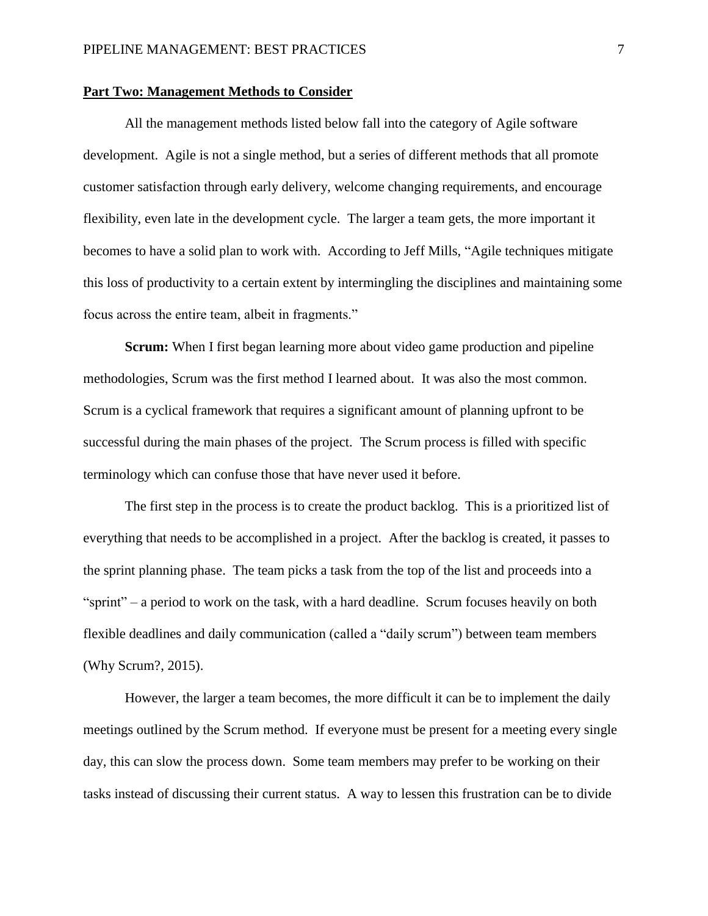## Part Two: Management Methods to Consider

All the management methods listed below fall into the category of Agile software development. Agile is not a single method, but a series of different methods that all promote customer satisfaction through early delivery, welcome changing requirements, and encourage flexibility, even late in the development cycle. The larger a team gets, the more important it becomes to have a solid plan to work with. According to Jeff Mills, "Agile techniques mitigate this loss of productivity to a certain extent by intermingling the disciplines and maintaining some focus across the entire team, albeit in fragments."

**Scrum:** When I first began learning more about video game production and pipeline methodologies, Scrum was the first method I learned about. It was also the most common. Scrum is a cyclical framework that requires a significant amount of planning upfront to be successful during the main phases of the project. The Scrum process is filled with specific terminology which can confuse those that have never used it before.

The first step in the process is to create the product backlog. This is a prioritized list of everything that needs to be accomplished in a project. After the backlog is created, it passes to the sprint planning phase. The team picks a task from the top of the list and proceeds into a "sprint" – a period to work on the task, with a hard deadline. Scrum focuses heavily on both flexible deadlines and daily communication (called a "daily scrum") between team members (Why Scrum?, 2015).

However, the larger a team becomes, the more difficult it can be to implement the daily meetings outlined by the Scrum method. If everyone must be present for a meeting every single day, this can slow the process down. Some team members may prefer to be working on their tasks instead of discussing their current status. A way to lessen this frustration can be to divide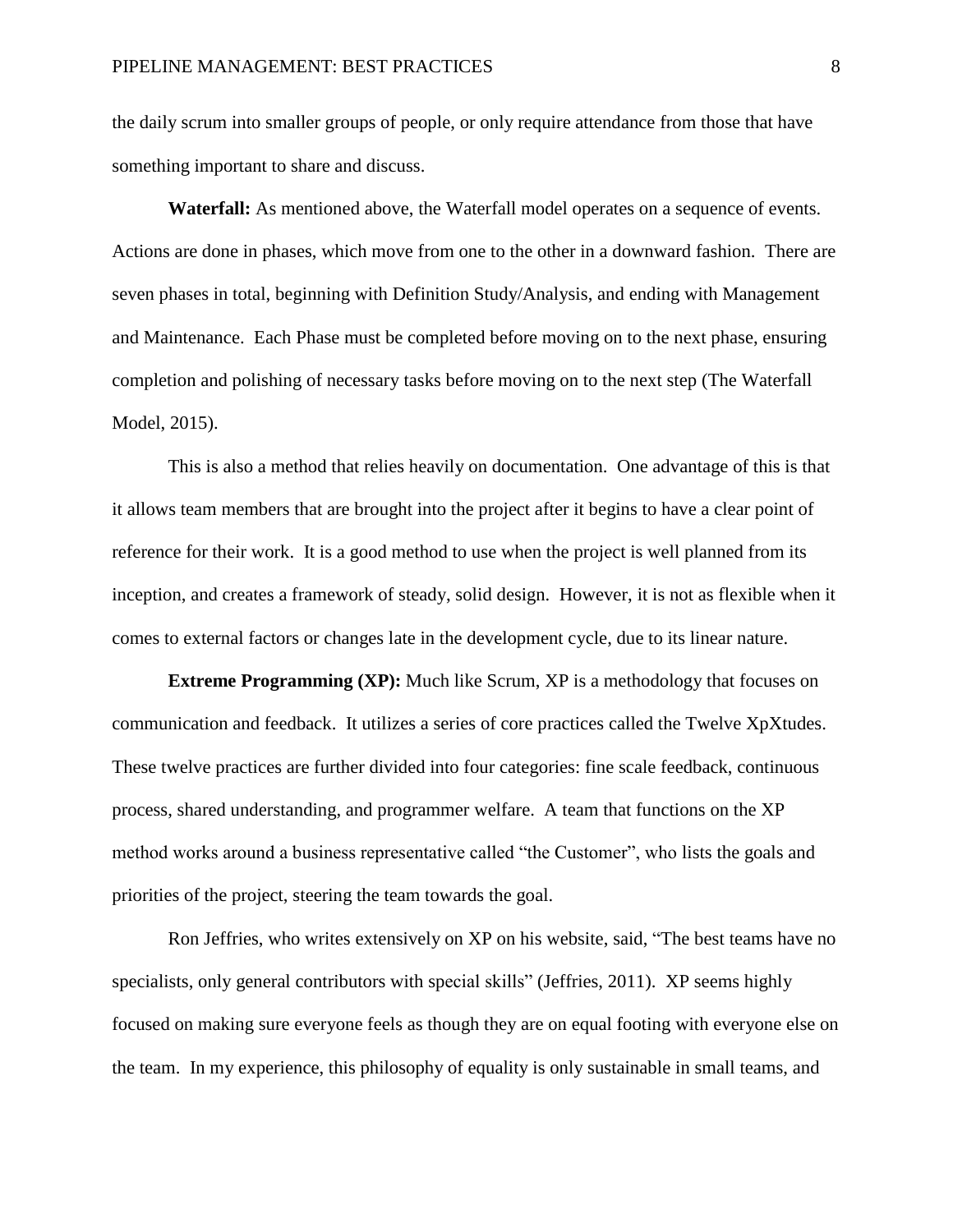the daily scrum into smaller groups of people, or only require attendance from those that have something important to share and discuss.

**Waterfall:** As mentioned above, the Waterfall model operates on a sequence of events. Actions are done in phases, which move from one to the other in a downward fashion. There are seven phases in total, beginning with Definition Study/Analysis, and ending with Management and Maintenance. Each Phase must be completed before moving on to the next phase, ensuring completion and polishing of necessary tasks before moving on to the next step (The Waterfall Model, 2015).

This is also a method that relies heavily on documentation. One advantage of this is that it allows team members that are brought into the project after it begins to have a clear point of reference for their work. It is a good method to use when the project is well planned from its inception, and creates a framework of steady, solid design. However, it is not as flexible when it comes to external factors or changes late in the development cycle, due to its linear nature.

**Extreme Programming (XP):** Much like Scrum, XP is a methodology that focuses on communication and feedback. It utilizes a series of core practices called the Twelve XpXtudes. These twelve practices are further divided into four categories: fine scale feedback, continuous process, shared understanding, and programmer welfare. A team that functions on the XP method works around a business representative called "the Customer", who lists the goals and priorities of the project, steering the team towards the goal.

Ron Jeffries, who writes extensively on XP on his website, said, "The best teams have no specialists, only general contributors with special skills" (Jeffries, 2011). XP seems highly focused on making sure everyone feels as though they are on equal footing with everyone else on the team. In my experience, this philosophy of equality is only sustainable in small teams, and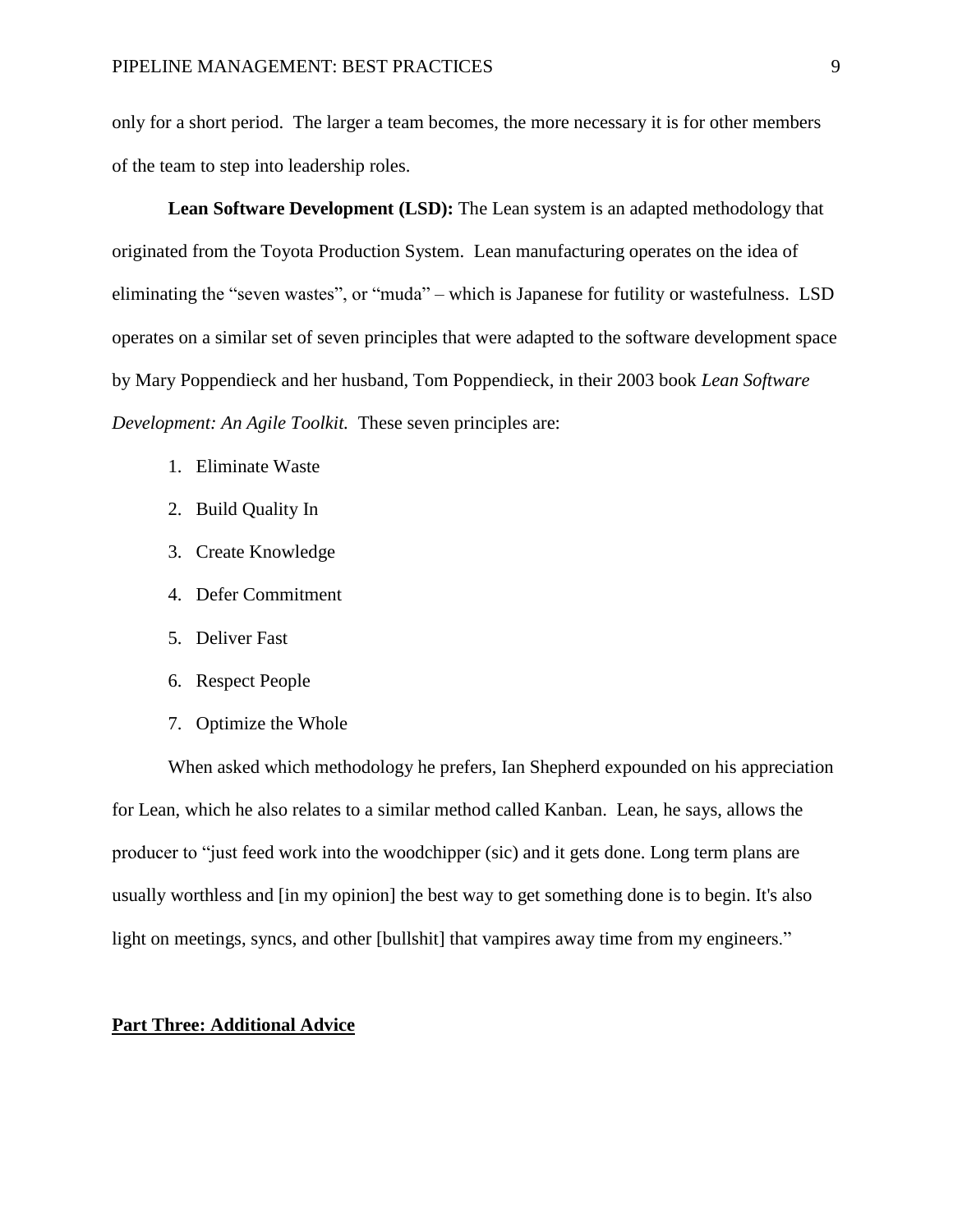only for a short period. The larger a team becomes, the more necessary it is for other members of the team to step into leadership roles.

**Lean Software Development (LSD):** The Lean system is an adapted methodology that originated from the Toyota Production System. Lean manufacturing operates on the idea of eliminating the "seven wastes", or "muda" – which is Japanese for futility or wastefulness. LSD operates on a similar set of seven principles that were adapted to the software development space by Mary Poppendieck and her husband, Tom Poppendieck, in their 2003 book *Lean Software Development: An Agile Toolkit.* These seven principles are:

1. Eliminate Waste
2. Build Quality In
3. Create Knowledge
4. Defer Commitment
5. Deliver Fast
6. Respect People
7. Optimize the Whole

When asked which methodology he prefers, Ian Shepherd expounded on his appreciation for Lean, which he also relates to a similar method called Kanban. Lean, he says, allows the producer to "just feed work into the woodchipper (sic) and it gets done. Long term plans are usually worthless and [in my opinion] the best way to get something done is to begin. It's also light on meetings, syncs, and other [bullshit] that vampires away time from my engineers."

## Part Three: Additional Advice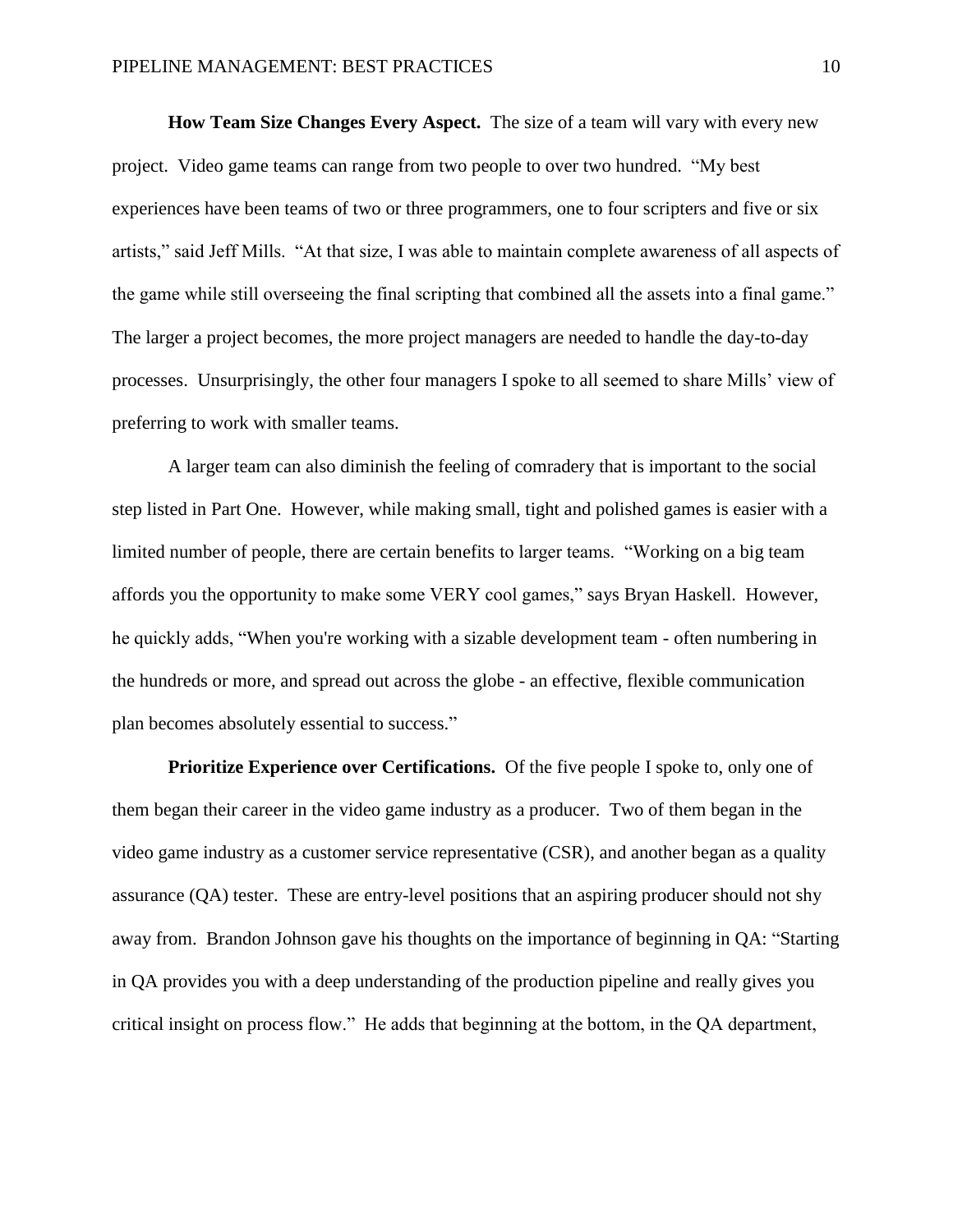**How Team Size Changes Every Aspect.** The size of a team will vary with every new project. Video game teams can range from two people to over two hundred. "My best experiences have been teams of two or three programmers, one to four scripters and five or six artists," said Jeff Mills. "At that size, I was able to maintain complete awareness of all aspects of the game while still overseeing the final scripting that combined all the assets into a final game." The larger a project becomes, the more project managers are needed to handle the day-to-day processes. Unsurprisingly, the other four managers I spoke to all seemed to share Mills' view of preferring to work with smaller teams.

A larger team can also diminish the feeling of comradery that is important to the social step listed in Part One. However, while making small, tight and polished games is easier with a limited number of people, there are certain benefits to larger teams. "Working on a big team affords you the opportunity to make some VERY cool games," says Bryan Haskell. However, he quickly adds, "When you're working with a sizable development team - often numbering in the hundreds or more, and spread out across the globe - an effective, flexible communication plan becomes absolutely essential to success."

**Prioritize Experience over Certifications.** Of the five people I spoke to, only one of them began their career in the video game industry as a producer. Two of them began in the video game industry as a customer service representative (CSR), and another began as a quality assurance (QA) tester. These are entry-level positions that an aspiring producer should not shy away from. Brandon Johnson gave his thoughts on the importance of beginning in QA: "Starting in QA provides you with a deep understanding of the production pipeline and really gives you critical insight on process flow." He adds that beginning at the bottom, in the QA department,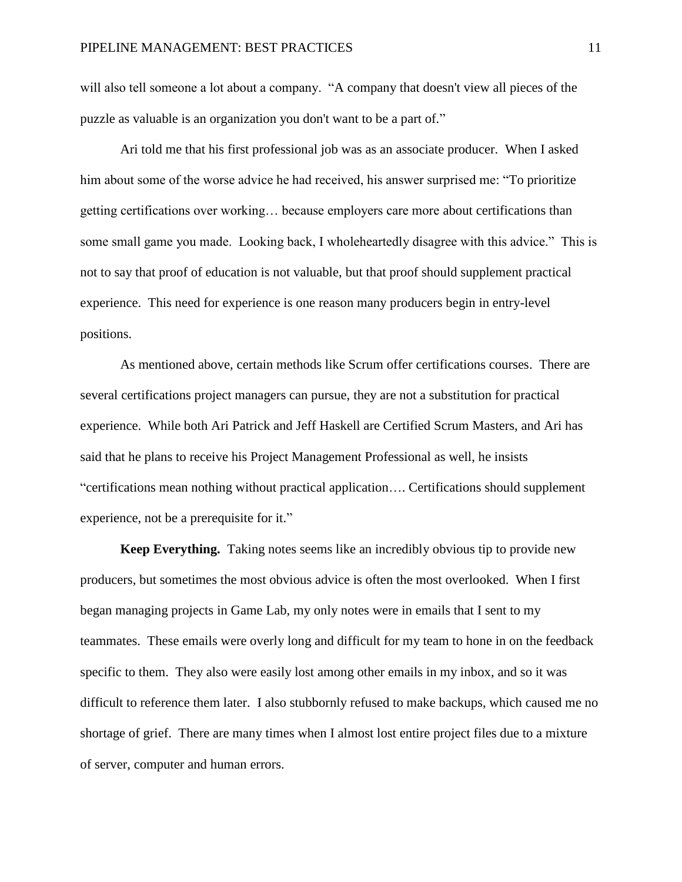will also tell someone a lot about a company. "A company that doesn't view all pieces of the puzzle as valuable is an organization you don't want to be a part of."

Ari told me that his first professional job was as an associate producer. When I asked him about some of the worse advice he had received, his answer surprised me: "To prioritize getting certifications over working… because employers care more about certifications than some small game you made. Looking back, I wholeheartedly disagree with this advice." This is not to say that proof of education is not valuable, but that proof should supplement practical experience. This need for experience is one reason many producers begin in entry-level positions.

As mentioned above, certain methods like Scrum offer certifications courses. There are several certifications project managers can pursue, they are not a substitution for practical experience. While both Ari Patrick and Jeff Haskell are Certified Scrum Masters, and Ari has said that he plans to receive his Project Management Professional as well, he insists "certifications mean nothing without practical application…. Certifications should supplement experience, not be a prerequisite for it."

**Keep Everything.** Taking notes seems like an incredibly obvious tip to provide new producers, but sometimes the most obvious advice is often the most overlooked. When I first began managing projects in Game Lab, my only notes were in emails that I sent to my teammates. These emails were overly long and difficult for my team to hone in on the feedback specific to them. They also were easily lost among other emails in my inbox, and so it was difficult to reference them later. I also stubbornly refused to make backups, which caused me no shortage of grief. There are many times when I almost lost entire project files due to a mixture of server, computer and human errors.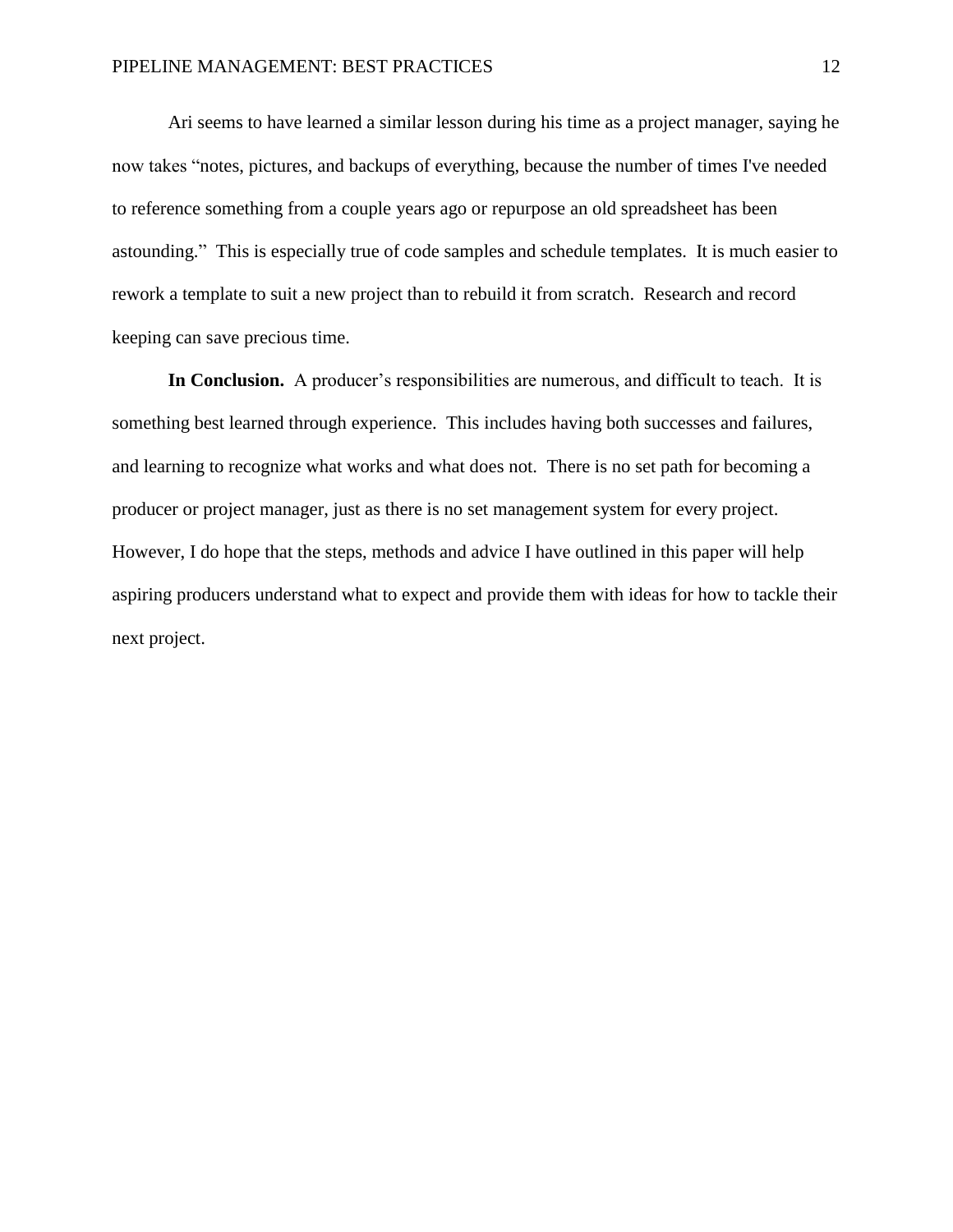Ari seems to have learned a similar lesson during his time as a project manager, saying he now takes "notes, pictures, and backups of everything, because the number of times I've needed to reference something from a couple years ago or repurpose an old spreadsheet has been astounding." This is especially true of code samples and schedule templates. It is much easier to rework a template to suit a new project than to rebuild it from scratch. Research and record keeping can save precious time.

**In Conclusion.** A producer's responsibilities are numerous, and difficult to teach. It is something best learned through experience. This includes having both successes and failures, and learning to recognize what works and what does not. There is no set path for becoming a producer or project manager, just as there is no set management system for every project. However, I do hope that the steps, methods and advice I have outlined in this paper will help aspiring producers understand what to expect and provide them with ideas for how to tackle their next project.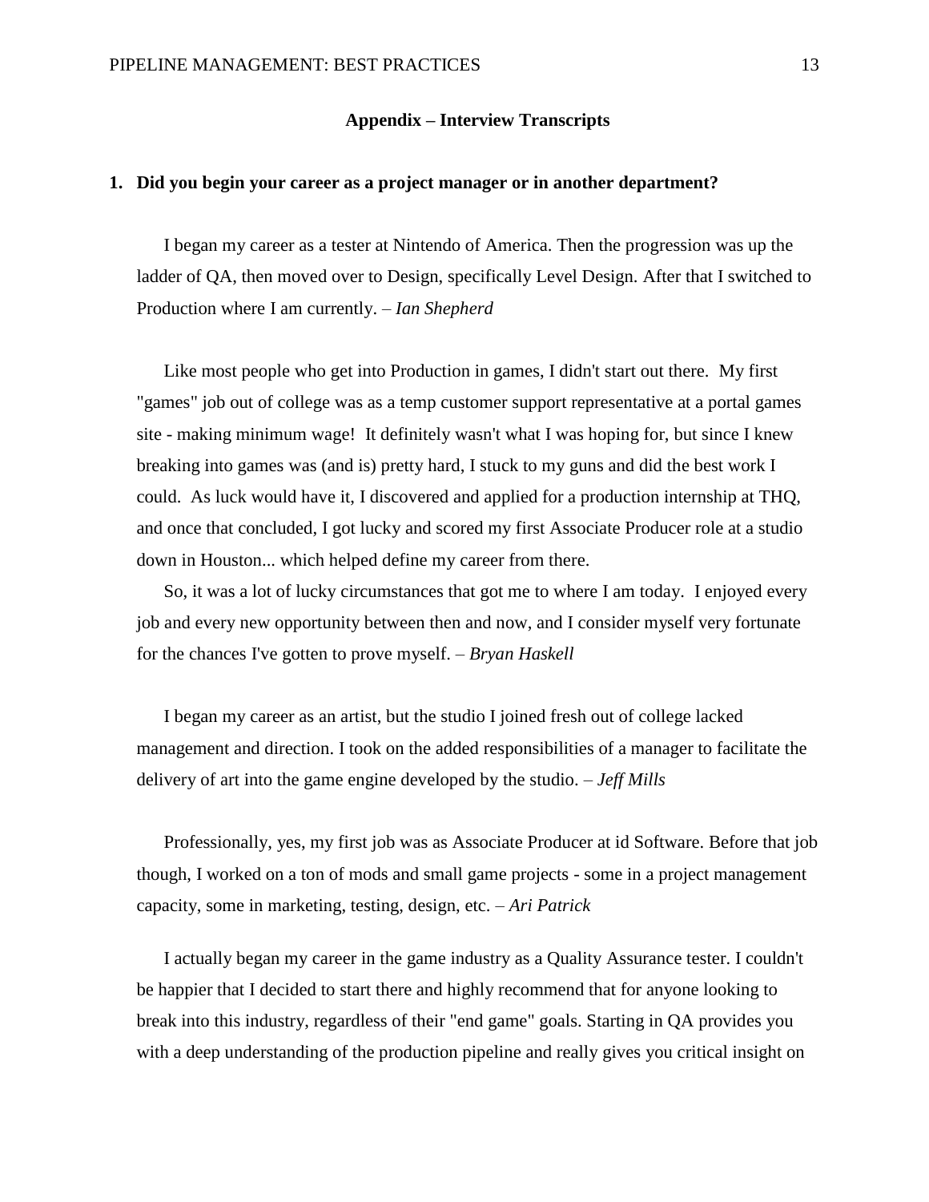## Appendix – Interview Transcripts

**1. Did you begin your career as a project manager or in another department?**

I began my career as a tester at Nintendo of America. Then the progression was up the ladder of QA, then moved over to Design, specifically Level Design. After that I switched to Production where I am currently. – *Ian Shepherd*

Like most people who get into Production in games, I didn't start out there. My first "games" job out of college was as a temp customer support representative at a portal games site - making minimum wage! It definitely wasn't what I was hoping for, but since I knew breaking into games was (and is) pretty hard, I stuck to my guns and did the best work I could. As luck would have it, I discovered and applied for a production internship at THQ, and once that concluded, I got lucky and scored my first Associate Producer role at a studio down in Houston... which helped define my career from there.

So, it was a lot of lucky circumstances that got me to where I am today. I enjoyed every job and every new opportunity between then and now, and I consider myself very fortunate for the chances I've gotten to prove myself. – *Bryan Haskell*

I began my career as an artist, but the studio I joined fresh out of college lacked management and direction. I took on the added responsibilities of a manager to facilitate the delivery of art into the game engine developed by the studio. – *Jeff Mills*

Professionally, yes, my first job was as Associate Producer at id Software. Before that job though, I worked on a ton of mods and small game projects - some in a project management capacity, some in marketing, testing, design, etc. – *Ari Patrick*

I actually began my career in the game industry as a Quality Assurance tester. I couldn't be happier that I decided to start there and highly recommend that for anyone looking to break into this industry, regardless of their "end game" goals. Starting in QA provides you with a deep understanding of the production pipeline and really gives you critical insight on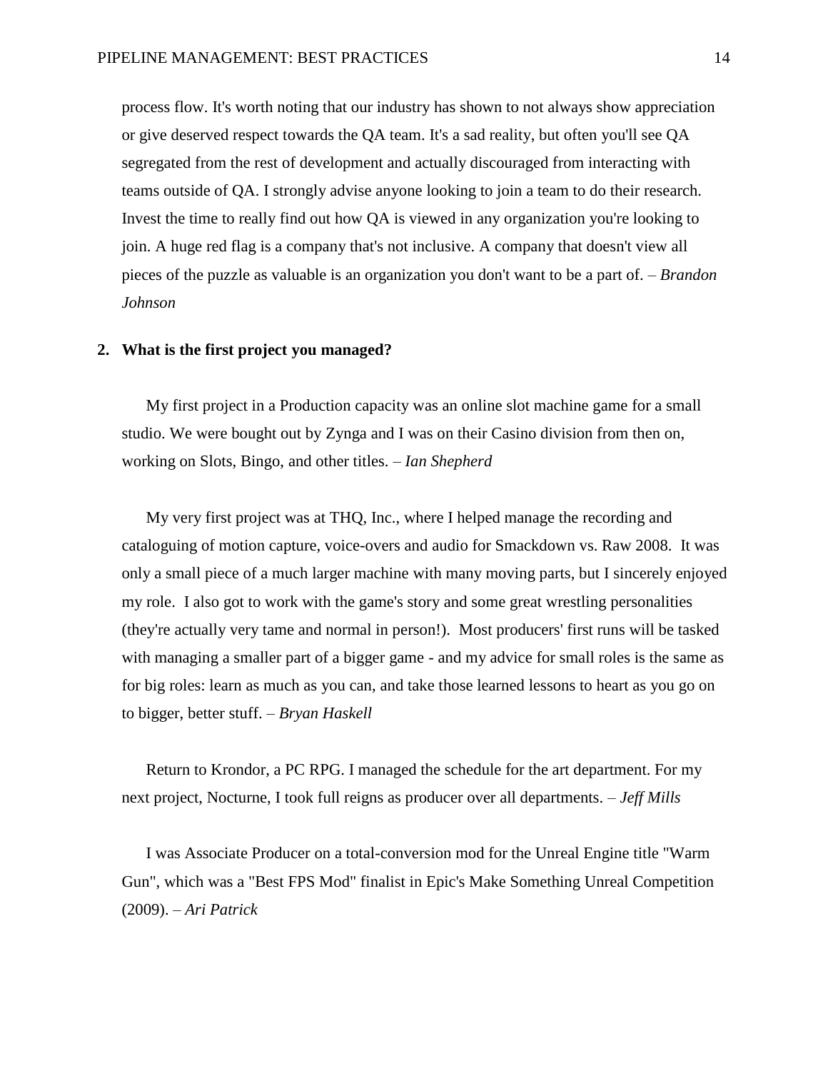process flow. It's worth noting that our industry has shown to not always show appreciation or give deserved respect towards the QA team. It's a sad reality, but often you'll see QA segregated from the rest of development and actually discouraged from interacting with teams outside of QA. I strongly advise anyone looking to join a team to do their research. Invest the time to really find out how QA is viewed in any organization you're looking to join. A huge red flag is a company that's not inclusive. A company that doesn't view all pieces of the puzzle as valuable is an organization you don't want to be a part of. – *Brandon Johnson*

**2. What is the first project you managed?**

My first project in a Production capacity was an online slot machine game for a small studio. We were bought out by Zynga and I was on their Casino division from then on, working on Slots, Bingo, and other titles. – *Ian Shepherd*

My very first project was at THQ, Inc., where I helped manage the recording and cataloguing of motion capture, voice-overs and audio for Smackdown vs. Raw 2008. It was only a small piece of a much larger machine with many moving parts, but I sincerely enjoyed my role. I also got to work with the game's story and some great wrestling personalities (they're actually very tame and normal in person!). Most producers' first runs will be tasked with managing a smaller part of a bigger game - and my advice for small roles is the same as for big roles: learn as much as you can, and take those learned lessons to heart as you go on to bigger, better stuff. – *Bryan Haskell*

Return to Krondor, a PC RPG. I managed the schedule for the art department. For my next project, Nocturne, I took full reigns as producer over all departments. – *Jeff Mills*

I was Associate Producer on a total-conversion mod for the Unreal Engine title "Warm Gun", which was a "Best FPS Mod" finalist in Epic's Make Something Unreal Competition (2009). – *Ari Patrick*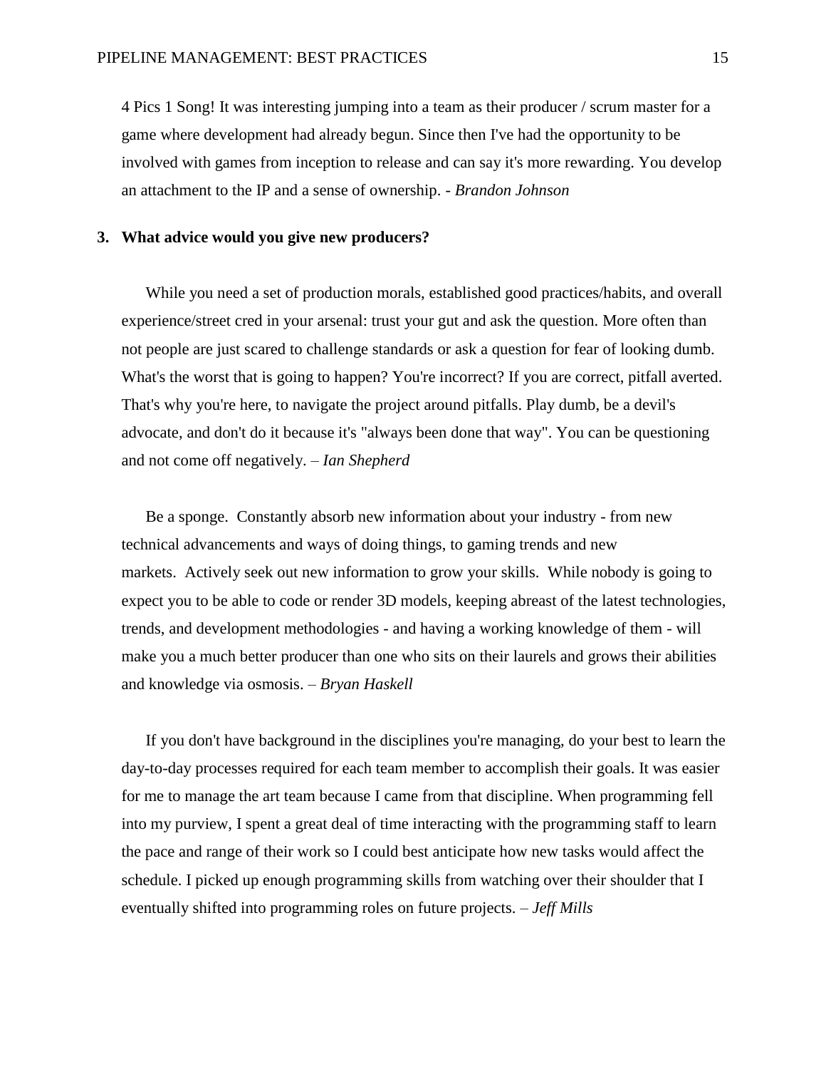4 Pics 1 Song! It was interesting jumping into a team as their producer / scrum master for a game where development had already begun. Since then I've had the opportunity to be involved with games from inception to release and can say it's more rewarding. You develop an attachment to the IP and a sense of ownership. - *Brandon Johnson*

**3. What advice would you give new producers?**

While you need a set of production morals, established good practices/habits, and overall experience/street cred in your arsenal: trust your gut and ask the question. More often than not people are just scared to challenge standards or ask a question for fear of looking dumb. What's the worst that is going to happen? You're incorrect? If you are correct, pitfall averted. That's why you're here, to navigate the project around pitfalls. Play dumb, be a devil's advocate, and don't do it because it's "always been done that way". You can be questioning and not come off negatively. – *Ian Shepherd*

Be a sponge. Constantly absorb new information about your industry - from new technical advancements and ways of doing things, to gaming trends and new markets. Actively seek out new information to grow your skills. While nobody is going to expect you to be able to code or render 3D models, keeping abreast of the latest technologies, trends, and development methodologies - and having a working knowledge of them - will make you a much better producer than one who sits on their laurels and grows their abilities and knowledge via osmosis. – *Bryan Haskell*

If you don't have background in the disciplines you're managing, do your best to learn the day-to-day processes required for each team member to accomplish their goals. It was easier for me to manage the art team because I came from that discipline. When programming fell into my purview, I spent a great deal of time interacting with the programming staff to learn the pace and range of their work so I could best anticipate how new tasks would affect the schedule. I picked up enough programming skills from watching over their shoulder that I eventually shifted into programming roles on future projects. – *Jeff Mills*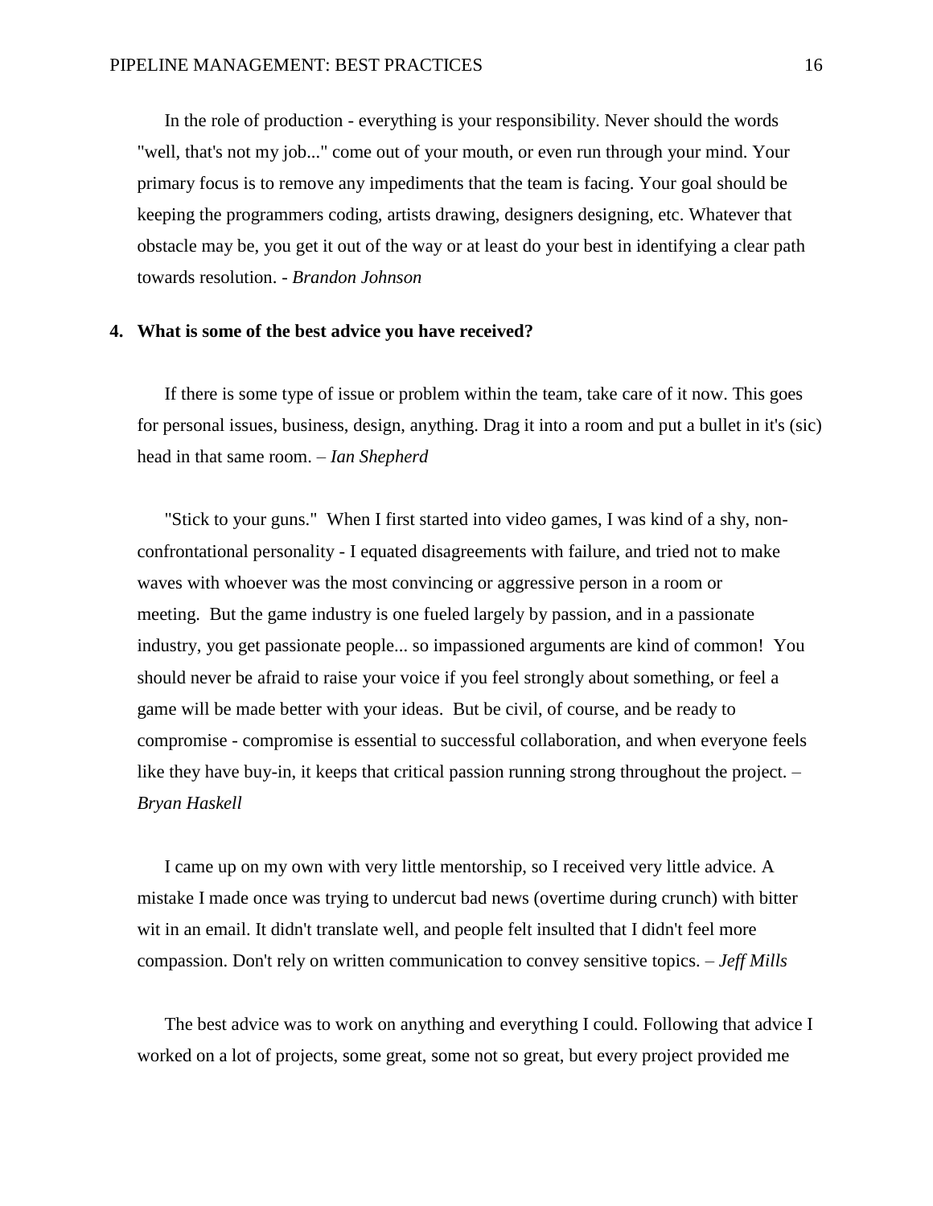In the role of production - everything is your responsibility. Never should the words "well, that's not my job..." come out of your mouth, or even run through your mind. Your primary focus is to remove any impediments that the team is facing. Your goal should be keeping the programmers coding, artists drawing, designers designing, etc. Whatever that obstacle may be, you get it out of the way or at least do your best in identifying a clear path towards resolution. - *Brandon Johnson*

**4. What is some of the best advice you have received?**

If there is some type of issue or problem within the team, take care of it now. This goes for personal issues, business, design, anything. Drag it into a room and put a bullet in it's (sic) head in that same room. – *Ian Shepherd*

"Stick to your guns." When I first started into video games, I was kind of a shy, non-confrontational personality - I equated disagreements with failure, and tried not to make waves with whoever was the most convincing or aggressive person in a room or meeting. But the game industry is one fueled largely by passion, and in a passionate industry, you get passionate people... so impassioned arguments are kind of common! You should never be afraid to raise your voice if you feel strongly about something, or feel a game will be made better with your ideas. But be civil, of course, and be ready to compromise - compromise is essential to successful collaboration, and when everyone feels like they have buy-in, it keeps that critical passion running strong throughout the project. – *Bryan Haskell*

I came up on my own with very little mentorship, so I received very little advice. A mistake I made once was trying to undercut bad news (overtime during crunch) with bitter wit in an email. It didn't translate well, and people felt insulted that I didn't feel more compassion. Don't rely on written communication to convey sensitive topics. – *Jeff Mills*

The best advice was to work on anything and everything I could. Following that advice I worked on a lot of projects, some great, some not so great, but every project provided me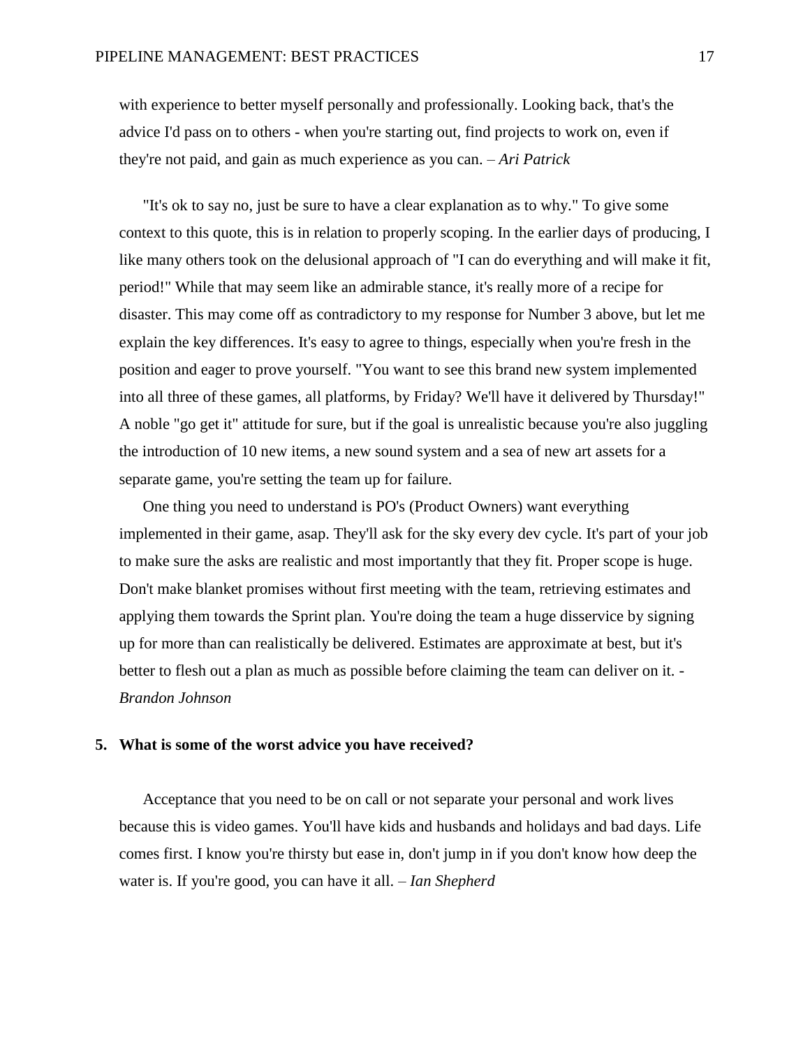with experience to better myself personally and professionally. Looking back, that's the advice I'd pass on to others - when you're starting out, find projects to work on, even if they're not paid, and gain as much experience as you can. – *Ari Patrick*

"It's ok to say no, just be sure to have a clear explanation as to why." To give some context to this quote, this is in relation to properly scoping. In the earlier days of producing, I like many others took on the delusional approach of "I can do everything and will make it fit, period!" While that may seem like an admirable stance, it's really more of a recipe for disaster. This may come off as contradictory to my response for Number 3 above, but let me explain the key differences. It's easy to agree to things, especially when you're fresh in the position and eager to prove yourself. "You want to see this brand new system implemented into all three of these games, all platforms, by Friday? We'll have it delivered by Thursday!" A noble "go get it" attitude for sure, but if the goal is unrealistic because you're also juggling the introduction of 10 new items, a new sound system and a sea of new art assets for a separate game, you're setting the team up for failure.

One thing you need to understand is PO's (Product Owners) want everything implemented in their game, asap. They'll ask for the sky every dev cycle. It's part of your job to make sure the asks are realistic and most importantly that they fit. Proper scope is huge. Don't make blanket promises without first meeting with the team, retrieving estimates and applying them towards the Sprint plan. You're doing the team a huge disservice by signing up for more than can realistically be delivered. Estimates are approximate at best, but it's better to flesh out a plan as much as possible before claiming the team can deliver on it. - *Brandon Johnson*

**5. What is some of the worst advice you have received?**

Acceptance that you need to be on call or not separate your personal and work lives because this is video games. You'll have kids and husbands and holidays and bad days. Life comes first. I know you're thirsty but ease in, don't jump in if you don't know how deep the water is. If you're good, you can have it all. – *Ian Shepherd*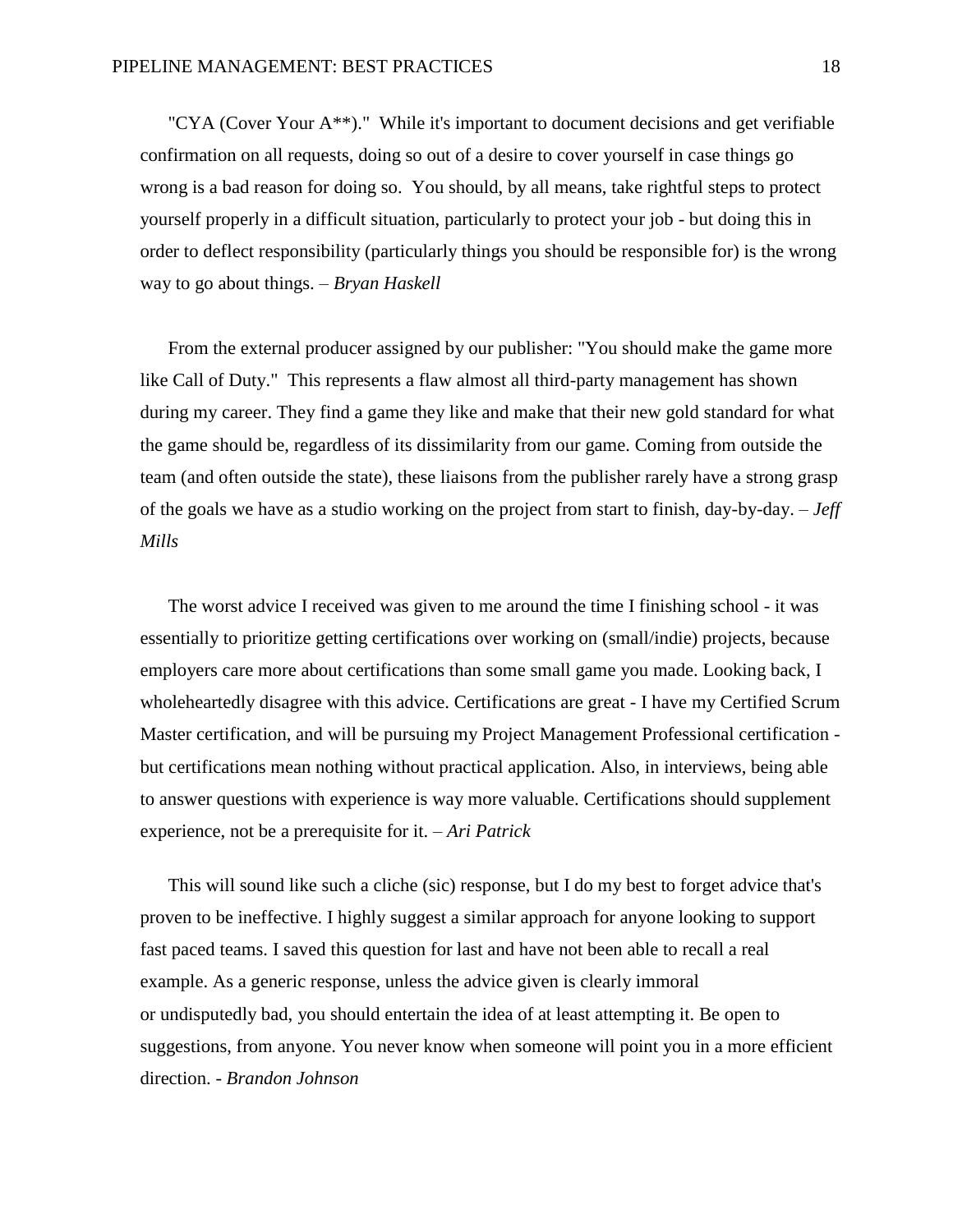"CYA (Cover Your A**)." While it's important to document decisions and get verifiable confirmation on all requests, doing so out of a desire to cover yourself in case things go wrong is a bad reason for doing so. You should, by all means, take rightful steps to protect yourself properly in a difficult situation, particularly to protect your job - but doing this in order to deflect responsibility (particularly things you should be responsible for) is the wrong way to go about things. – *Bryan Haskell*

From the external producer assigned by our publisher: "You should make the game more like Call of Duty." This represents a flaw almost all third-party management has shown during my career. They find a game they like and make that their new gold standard for what the game should be, regardless of its dissimilarity from our game. Coming from outside the team (and often outside the state), these liaisons from the publisher rarely have a strong grasp of the goals we have as a studio working on the project from start to finish, day-by-day. – *Jeff Mills*

The worst advice I received was given to me around the time I finishing school - it was essentially to prioritize getting certifications over working on (small/indie) projects, because employers care more about certifications than some small game you made. Looking back, I wholeheartedly disagree with this advice. Certifications are great - I have my Certified Scrum Master certification, and will be pursuing my Project Management Professional certification - but certifications mean nothing without practical application. Also, in interviews, being able to answer questions with experience is way more valuable. Certifications should supplement experience, not be a prerequisite for it. – *Ari Patrick*

This will sound like such a cliche (sic) response, but I do my best to forget advice that's proven to be ineffective. I highly suggest a similar approach for anyone looking to support fast paced teams. I saved this question for last and have not been able to recall a real example. As a generic response, unless the advice given is clearly immoral or undisputedly bad, you should entertain the idea of at least attempting it. Be open to suggestions, from anyone. You never know when someone will point you in a more efficient direction. - *Brandon Johnson*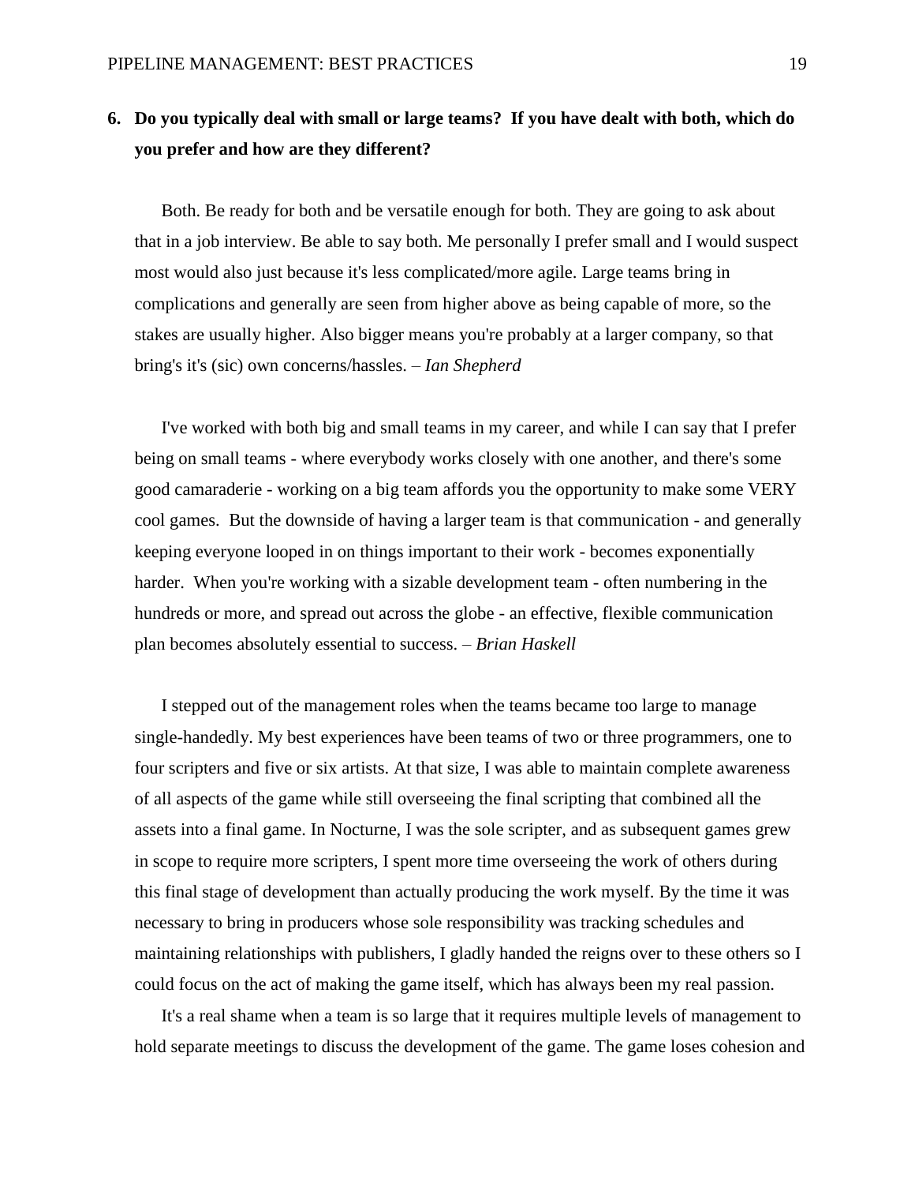**6. Do you typically deal with small or large teams? If you have dealt with both, which do you prefer and how are they different?**

Both. Be ready for both and be versatile enough for both. They are going to ask about that in a job interview. Be able to say both. Me personally I prefer small and I would suspect most would also just because it's less complicated/more agile. Large teams bring in complications and generally are seen from higher above as being capable of more, so the stakes are usually higher. Also bigger means you're probably at a larger company, so that bring's it's (sic) own concerns/hassles. – *Ian Shepherd*

I've worked with both big and small teams in my career, and while I can say that I prefer being on small teams - where everybody works closely with one another, and there's some good camaraderie - working on a big team affords you the opportunity to make some VERY cool games. But the downside of having a larger team is that communication - and generally keeping everyone looped in on things important to their work - becomes exponentially harder. When you're working with a sizable development team - often numbering in the hundreds or more, and spread out across the globe - an effective, flexible communication plan becomes absolutely essential to success. – *Brian Haskell*

I stepped out of the management roles when the teams became too large to manage single-handedly. My best experiences have been teams of two or three programmers, one to four scripters and five or six artists. At that size, I was able to maintain complete awareness of all aspects of the game while still overseeing the final scripting that combined all the assets into a final game. In Nocturne, I was the sole scripter, and as subsequent games grew in scope to require more scripters, I spent more time overseeing the work of others during this final stage of development than actually producing the work myself. By the time it was necessary to bring in producers whose sole responsibility was tracking schedules and maintaining relationships with publishers, I gladly handed the reigns over to these others so I could focus on the act of making the game itself, which has always been my real passion.

It's a real shame when a team is so large that it requires multiple levels of management to hold separate meetings to discuss the development of the game. The game loses cohesion and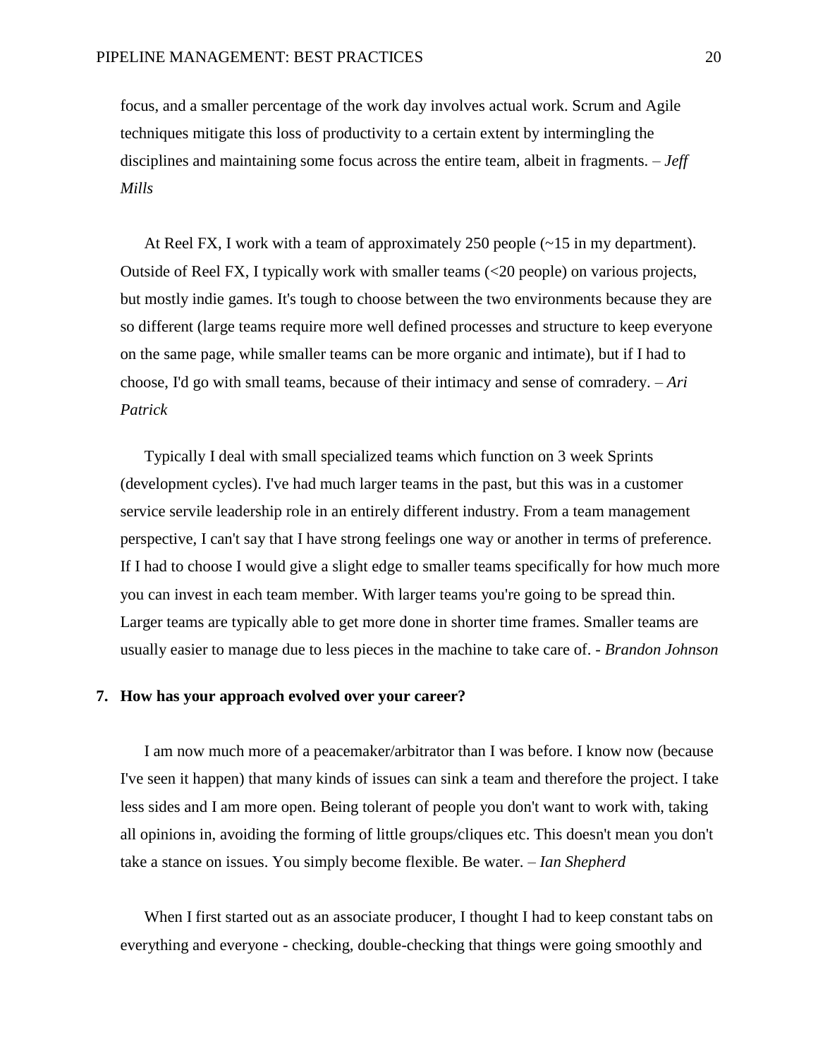focus, and a smaller percentage of the work day involves actual work. Scrum and Agile techniques mitigate this loss of productivity to a certain extent by intermingling the disciplines and maintaining some focus across the entire team, albeit in fragments. – *Jeff Mills*

At Reel FX, I work with a team of approximately 250 people (~15 in my department). Outside of Reel FX, I typically work with smaller teams (<20 people) on various projects, but mostly indie games. It's tough to choose between the two environments because they are so different (large teams require more well defined processes and structure to keep everyone on the same page, while smaller teams can be more organic and intimate), but if I had to choose, I'd go with small teams, because of their intimacy and sense of comradery. – *Ari Patrick*

Typically I deal with small specialized teams which function on 3 week Sprints (development cycles). I've had much larger teams in the past, but this was in a customer service servile leadership role in an entirely different industry. From a team management perspective, I can't say that I have strong feelings one way or another in terms of preference. If I had to choose I would give a slight edge to smaller teams specifically for how much more you can invest in each team member. With larger teams you're going to be spread thin. Larger teams are typically able to get more done in shorter time frames. Smaller teams are usually easier to manage due to less pieces in the machine to take care of. - *Brandon Johnson*

**7. How has your approach evolved over your career?**

I am now much more of a peacemaker/arbitrator than I was before. I know now (because I've seen it happen) that many kinds of issues can sink a team and therefore the project. I take less sides and I am more open. Being tolerant of people you don't want to work with, taking all opinions in, avoiding the forming of little groups/cliques etc. This doesn't mean you don't take a stance on issues. You simply become flexible. Be water. – *Ian Shepherd*

When I first started out as an associate producer, I thought I had to keep constant tabs on everything and everyone - checking, double-checking that things were going smoothly and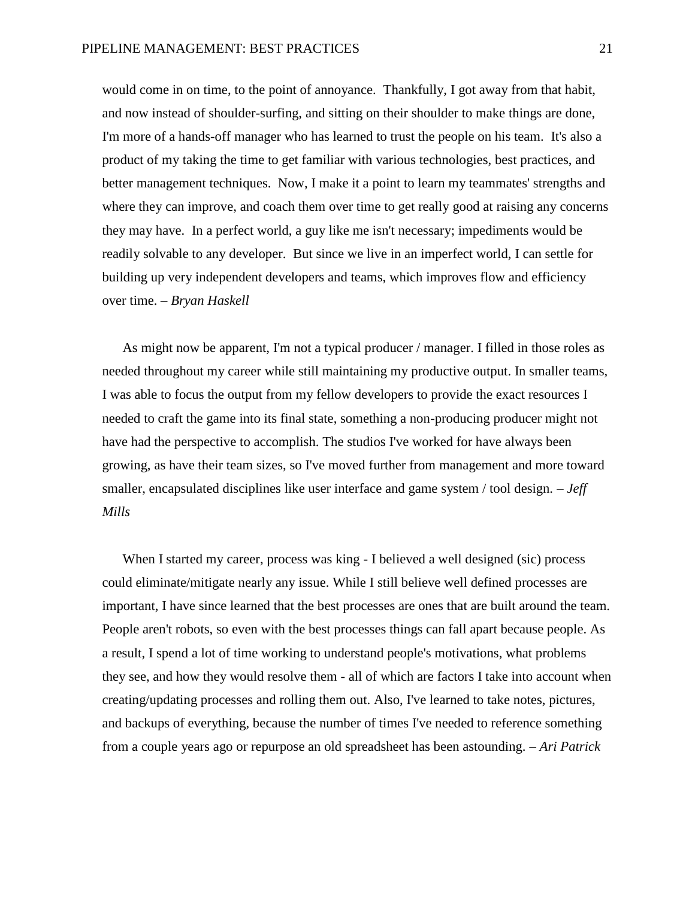would come in on time, to the point of annoyance. Thankfully, I got away from that habit, and now instead of shoulder-surfing, and sitting on their shoulder to make things are done, I'm more of a hands-off manager who has learned to trust the people on his team. It's also a product of my taking the time to get familiar with various technologies, best practices, and better management techniques. Now, I make it a point to learn my teammates' strengths and where they can improve, and coach them over time to get really good at raising any concerns they may have. In a perfect world, a guy like me isn't necessary; impediments would be readily solvable to any developer. But since we live in an imperfect world, I can settle for building up very independent developers and teams, which improves flow and efficiency over time. – *Bryan Haskell*

As might now be apparent, I'm not a typical producer / manager. I filled in those roles as needed throughout my career while still maintaining my productive output. In smaller teams, I was able to focus the output from my fellow developers to provide the exact resources I needed to craft the game into its final state, something a non-producing producer might not have had the perspective to accomplish. The studios I've worked for have always been growing, as have their team sizes, so I've moved further from management and more toward smaller, encapsulated disciplines like user interface and game system / tool design. – *Jeff Mills*

When I started my career, process was king - I believed a well designed (sic) process could eliminate/mitigate nearly any issue. While I still believe well defined processes are important, I have since learned that the best processes are ones that are built around the team. People aren't robots, so even with the best processes things can fall apart because people. As a result, I spend a lot of time working to understand people's motivations, what problems they see, and how they would resolve them - all of which are factors I take into account when creating/updating processes and rolling them out. Also, I've learned to take notes, pictures, and backups of everything, because the number of times I've needed to reference something from a couple years ago or repurpose an old spreadsheet has been astounding. – *Ari Patrick*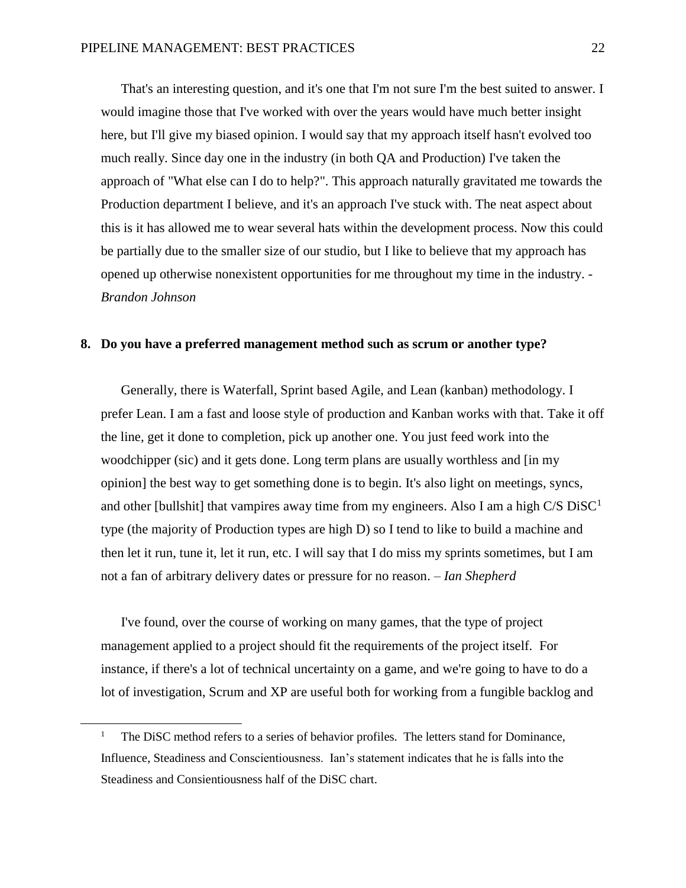That's an interesting question, and it's one that I'm not sure I'm the best suited to answer. I would imagine those that I've worked with over the years would have much better insight here, but I'll give my biased opinion. I would say that my approach itself hasn't evolved too much really. Since day one in the industry (in both QA and Production) I've taken the approach of "What else can I do to help?". This approach naturally gravitated me towards the Production department I believe, and it's an approach I've stuck with. The neat aspect about this is it has allowed me to wear several hats within the development process. Now this could be partially due to the smaller size of our studio, but I like to believe that my approach has opened up otherwise nonexistent opportunities for me throughout my time in the industry. - *Brandon Johnson*

**8. Do you have a preferred management method such as scrum or another type?**

Generally, there is Waterfall, Sprint based Agile, and Lean (kanban) methodology. I prefer Lean. I am a fast and loose style of production and Kanban works with that. Take it off the line, get it done to completion, pick up another one. You just feed work into the woodchipper (sic) and it gets done. Long term plans are usually worthless and [in my opinion] the best way to get something done is to begin. It's also light on meetings, syncs, and other [bullshit] that vampires away time from my engineers. Also I am a high C/S DiSC[1] type (the majority of Production types are high D) so I tend to like to build a machine and then let it run, tune it, let it run, etc. I will say that I do miss my sprints sometimes, but I am not a fan of arbitrary delivery dates or pressure for no reason. – *Ian Shepherd*

I've found, over the course of working on many games, that the type of project management applied to a project should fit the requirements of the project itself. For instance, if there's a lot of technical uncertainty on a game, and we're going to have to do a lot of investigation, Scrum and XP are useful both for working from a fungible backlog and

[1] The DiSC method refers to a series of behavior profiles. The letters stand for Dominance, Influence, Steadiness and Conscientiousness. Ian's statement indicates that he is falls into the Steadiness and Consientiousness half of the DiSC chart.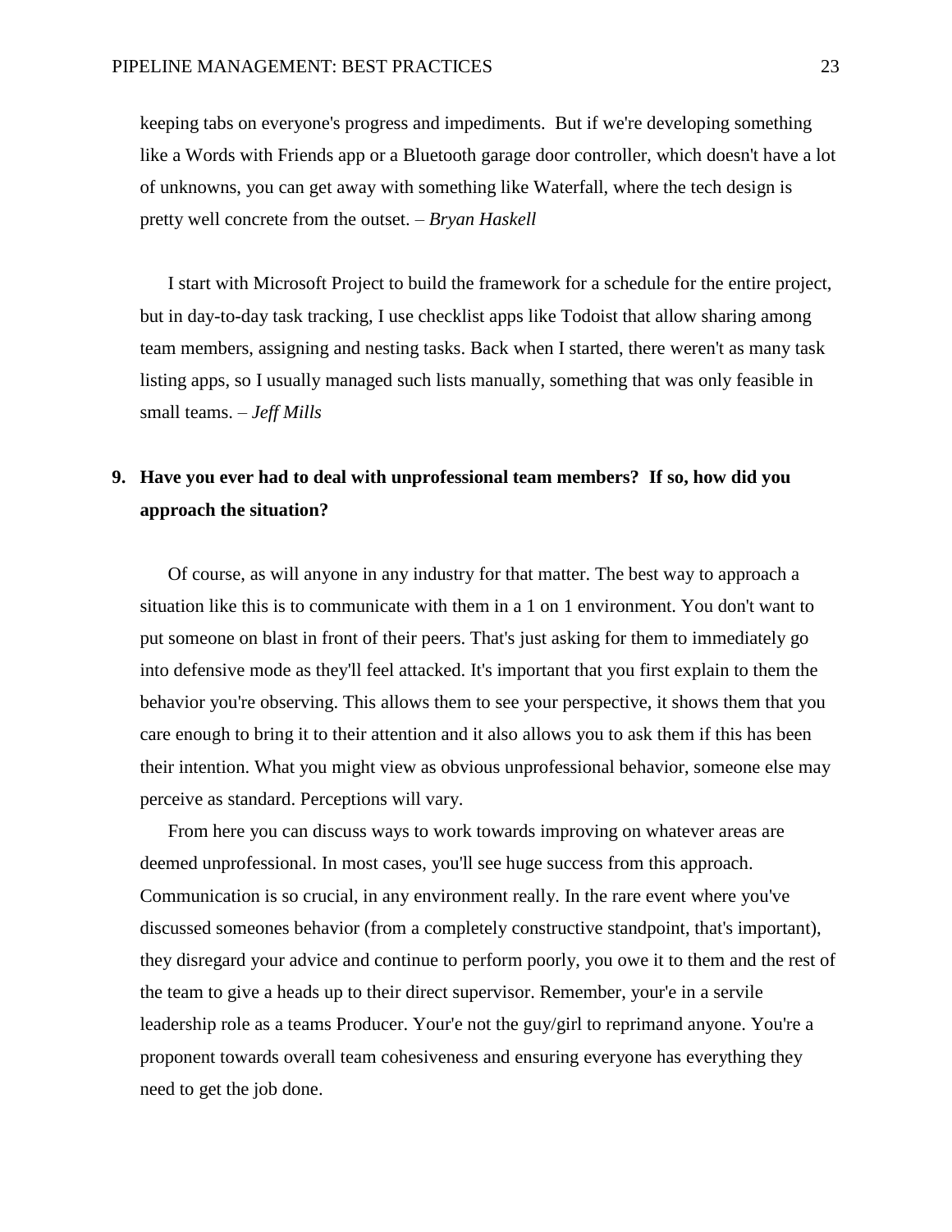keeping tabs on everyone's progress and impediments. But if we're developing something like a Words with Friends app or a Bluetooth garage door controller, which doesn't have a lot of unknowns, you can get away with something like Waterfall, where the tech design is pretty well concrete from the outset. – *Bryan Haskell*

I start with Microsoft Project to build the framework for a schedule for the entire project, but in day-to-day task tracking, I use checklist apps like Todoist that allow sharing among team members, assigning and nesting tasks. Back when I started, there weren't as many task listing apps, so I usually managed such lists manually, something that was only feasible in small teams. – *Jeff Mills*

**9. Have you ever had to deal with unprofessional team members? If so, how did you approach the situation?**

Of course, as will anyone in any industry for that matter. The best way to approach a situation like this is to communicate with them in a 1 on 1 environment. You don't want to put someone on blast in front of their peers. That's just asking for them to immediately go into defensive mode as they'll feel attacked. It's important that you first explain to them the behavior you're observing. This allows them to see your perspective, it shows them that you care enough to bring it to their attention and it also allows you to ask them if this has been their intention. What you might view as obvious unprofessional behavior, someone else may perceive as standard. Perceptions will vary.

From here you can discuss ways to work towards improving on whatever areas are deemed unprofessional. In most cases, you'll see huge success from this approach. Communication is so crucial, in any environment really. In the rare event where you've discussed someones behavior (from a completely constructive standpoint, that's important), they disregard your advice and continue to perform poorly, you owe it to them and the rest of the team to give a heads up to their direct supervisor. Remember, your'e in a servile leadership role as a teams Producer. Your'e not the guy/girl to reprimand anyone. You're a proponent towards overall team cohesiveness and ensuring everyone has everything they need to get the job done.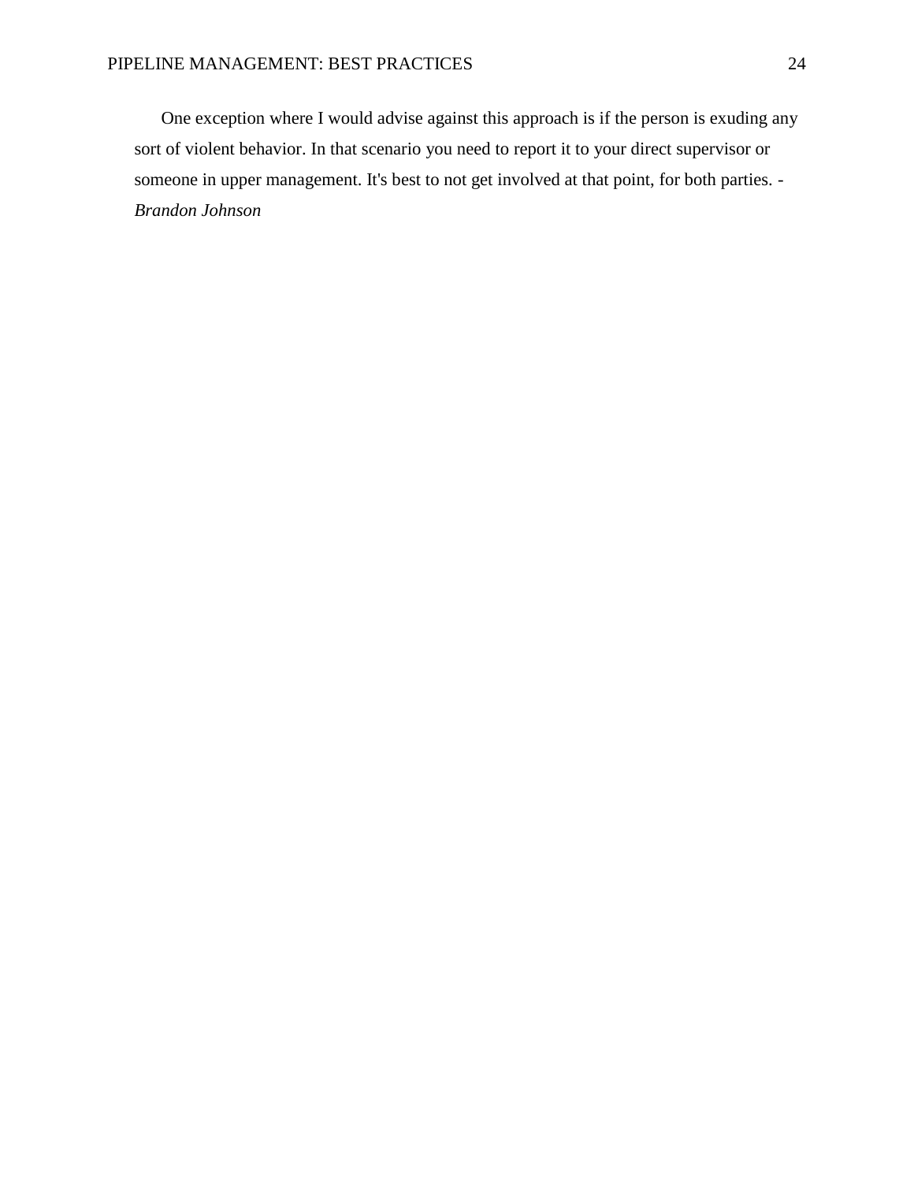One exception where I would advise against this approach is if the person is exuding any sort of violent behavior. In that scenario you need to report it to your direct supervisor or someone in upper management. It's best to not get involved at that point, for both parties. - *Brandon Johnson*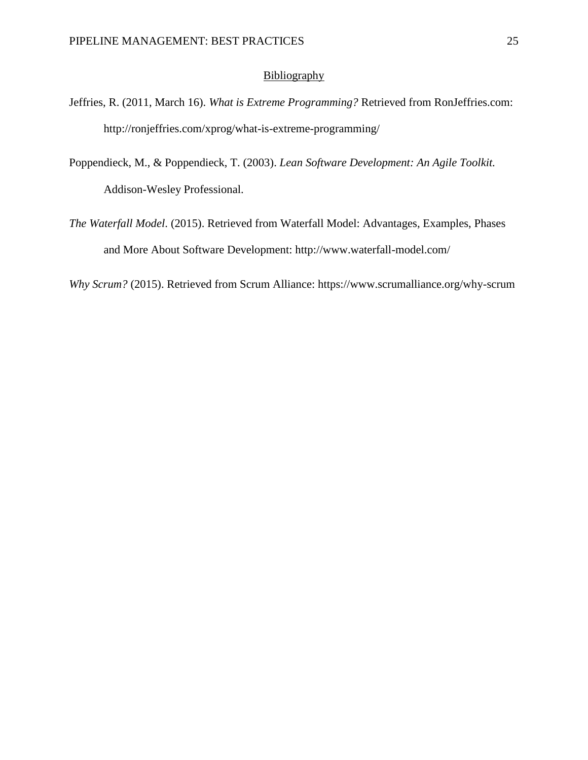## Bibliography

Jeffries, R. (2011, March 16). *What is Extreme Programming?* Retrieved from RonJeffries.com: http://ronjeffries.com/xprog/what-is-extreme-programming/

Poppendieck, M., & Poppendieck, T. (2003). *Lean Software Development: An Agile Toolkit.* Addison-Wesley Professional.

*The Waterfall Model*. (2015). Retrieved from Waterfall Model: Advantages, Examples, Phases and More About Software Development: http://www.waterfall-model.com/

*Why Scrum?* (2015). Retrieved from Scrum Alliance: https://www.scrumalliance.org/why-scrum